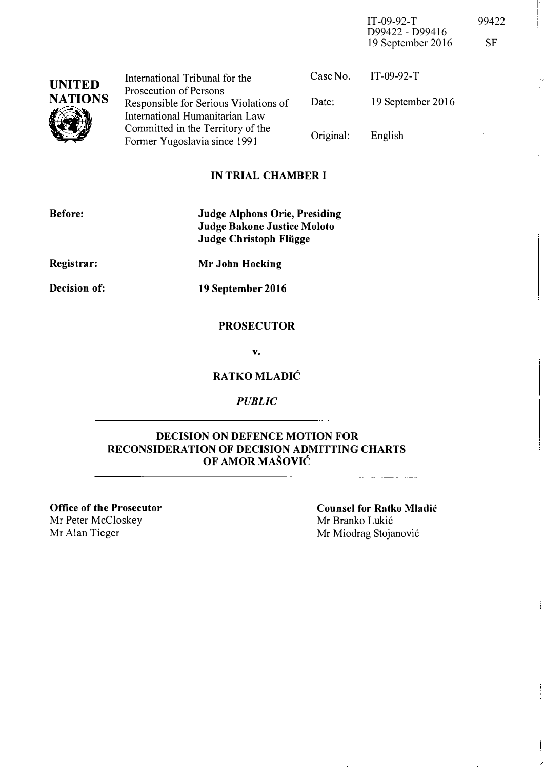IT-09-92-T 99422
D99422 - D99416
19 September 2016 SF

**UNITED NATIONS**

International Tribunal for the Prosecution of Persons Responsible for Serious Violations of International Humanitarian Law Committed in the Territory of the Former Yugoslavia since 1991

| | |
|---|---|
| Case No. | IT-09-92-T |
| Date: | 19 September 2016 |
| Original: | English |

## IN TRIAL CHAMBER I

**Before:** **Judge Alphons Orie, Presiding**
**Judge Bakone Justice Moloto**
**Judge Christoph Flügge**

**Registrar:** **Mr John Hocking**

**Decision of:** **19 September 2016**

**PROSECUTOR**

**v.**

**RATKO MLADIĆ**

***PUBLIC***

## DECISION ON DEFENCE MOTION FOR RECONSIDERATION OF DECISION ADMITTING CHARTS OF AMOR MAŠOVIĆ

**Office of the Prosecutor**
Mr Peter McCloskey
Mr Alan Tieger

**Counsel for Ratko Mladić**
Mr Branko Lukić
Mr Miodrag Stojanović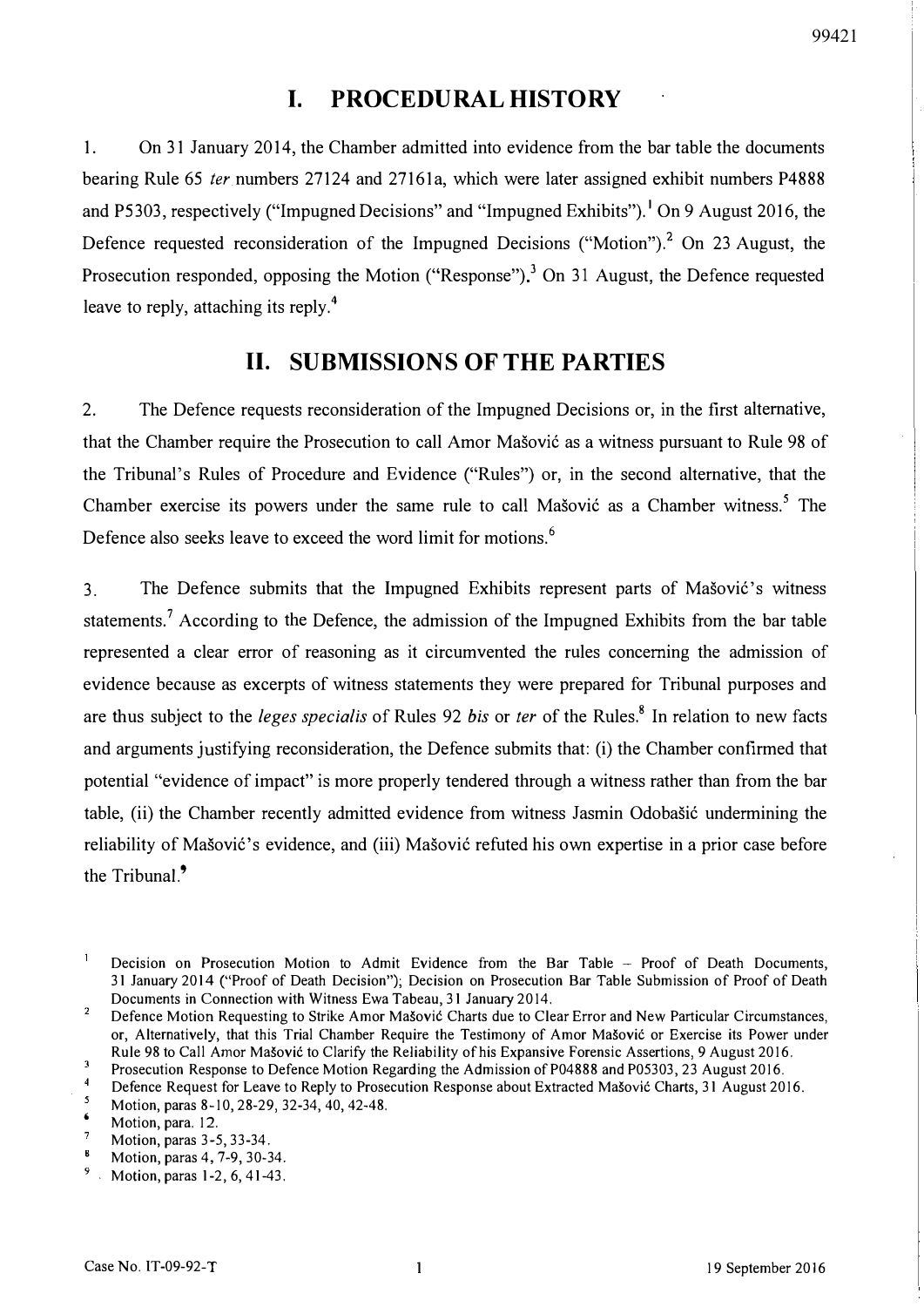## I. PROCEDURAL HISTORY

1. On 31 January 2014, the Chamber admitted into evidence from the bar table the documents bearing Rule 65 *ter* numbers 27124 and 27161a, which were later assigned exhibit numbers P4888 and P5303, respectively ("Impugned Decisions" and "Impugned Exhibits").[1] On 9 August 2016, the Defence requested reconsideration of the Impugned Decisions ("Motion").[2] On 23 August, the Prosecution responded, opposing the Motion ("Response").[3] On 31 August, the Defence requested leave to reply, attaching its reply.[4]

## II. SUBMISSIONS OF THE PARTIES

2. The Defence requests reconsideration of the Impugned Decisions or, in the first alternative, that the Chamber require the Prosecution to call Amor Mašović as a witness pursuant to Rule 98 of the Tribunal's Rules of Procedure and Evidence ("Rules") or, in the second alternative, that the Chamber exercise its powers under the same rule to call Mašović as a Chamber witness.[5] The Defence also seeks leave to exceed the word limit for motions.[6]

3. The Defence submits that the Impugned Exhibits represent parts of Mašović's witness statements.[7] According to the Defence, the admission of the Impugned Exhibits from the bar table represented a clear error of reasoning as it circumvented the rules concerning the admission of evidence because as excerpts of witness statements they were prepared for Tribunal purposes and are thus subject to the *leges specialis* of Rules 92 *bis* or *ter* of the Rules.[8] In relation to new facts and arguments justifying reconsideration, the Defence submits that: (i) the Chamber confirmed that potential "evidence of impact" is more properly tendered through a witness rather than from the bar table, (ii) the Chamber recently admitted evidence from witness Jasmin Odobašić undermining the reliability of Mašović's evidence, and (iii) Mašović refuted his own expertise in a prior case before the Tribunal.[9]

---

[1] Decision on Prosecution Motion to Admit Evidence from the Bar Table – Proof of Death Documents, 31 January 2014 ("Proof of Death Decision"); Decision on Prosecution Bar Table Submission of Proof of Death Documents in Connection with Witness Ewa Tabeau, 31 January 2014.

[2] Defence Motion Requesting to Strike Amor Mašović Charts due to Clear Error and New Particular Circumstances, or, Alternatively, that this Trial Chamber Require the Testimony of Amor Mašović or Exercise its Power under Rule 98 to Call Amor Mašović to Clarify the Reliability of his Expansive Forensic Assertions, 9 August 2016.

[3] Prosecution Response to Defence Motion Regarding the Admission of P04888 and P05303, 23 August 2016.

[4] Defence Request for Leave to Reply to Prosecution Response about Extracted Mašović Charts, 31 August 2016.

[5] Motion, paras 8-10, 28-29, 32-34, 40, 42-48.

[6] Motion, para. 12.

[7] Motion, paras 3-5, 33-34.

[8] Motion, paras 4, 7-9, 30-34.

[9] Motion, paras 1-2, 6, 41-43.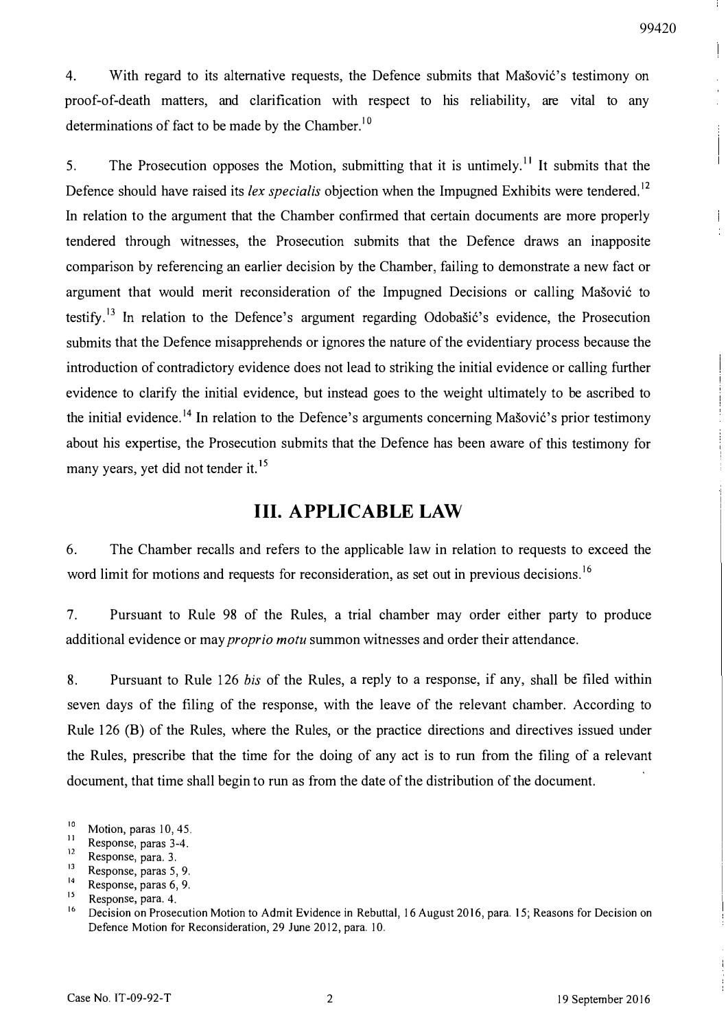4. With regard to its alternative requests, the Defence submits that Mašović's testimony on proof-of-death matters, and clarification with respect to his reliability, are vital to any determinations of fact to be made by the Chamber.[10]

5. The Prosecution opposes the Motion, submitting that it is untimely.[11] It submits that the Defence should have raised its *lex specialis* objection when the Impugned Exhibits were tendered.[12] In relation to the argument that the Chamber confirmed that certain documents are more properly tendered through witnesses, the Prosecution submits that the Defence draws an inapposite comparison by referencing an earlier decision by the Chamber, failing to demonstrate a new fact or argument that would merit reconsideration of the Impugned Decisions or calling Mašović to testify.[13] In relation to the Defence's argument regarding Odobašić's evidence, the Prosecution submits that the Defence misapprehends or ignores the nature of the evidentiary process because the introduction of contradictory evidence does not lead to striking the initial evidence or calling further evidence to clarify the initial evidence, but instead goes to the weight ultimately to be ascribed to the initial evidence.[14] In relation to the Defence's arguments concerning Mašović's prior testimony about his expertise, the Prosecution submits that the Defence has been aware of this testimony for many years, yet did not tender it.[15]

## III. APPLICABLE LAW

6. The Chamber recalls and refers to the applicable law in relation to requests to exceed the word limit for motions and requests for reconsideration, as set out in previous decisions.[16]

7. Pursuant to Rule 98 of the Rules, a trial chamber may order either party to produce additional evidence or may *proprio motu* summon witnesses and order their attendance.

8. Pursuant to Rule 126 *bis* of the Rules, a reply to a response, if any, shall be filed within seven days of the filing of the response, with the leave of the relevant chamber. According to Rule 126 (B) of the Rules, where the Rules, or the practice directions and directives issued under the Rules, prescribe that the time for the doing of any act is to run from the filing of a relevant document, that time shall begin to run as from the date of the distribution of the document.

---

[10] Motion, paras 10, 45.
[11] Response, paras 3-4.
[12] Response, para. 3.
[13] Response, paras 5, 9.
[14] Response, paras 6, 9.
[15] Response, para. 4.
[16] Decision on Prosecution Motion to Admit Evidence in Rebuttal, 16 August 2016, para. 15; Reasons for Decision on Defence Motion for Reconsideration, 29 June 2012, para. 10.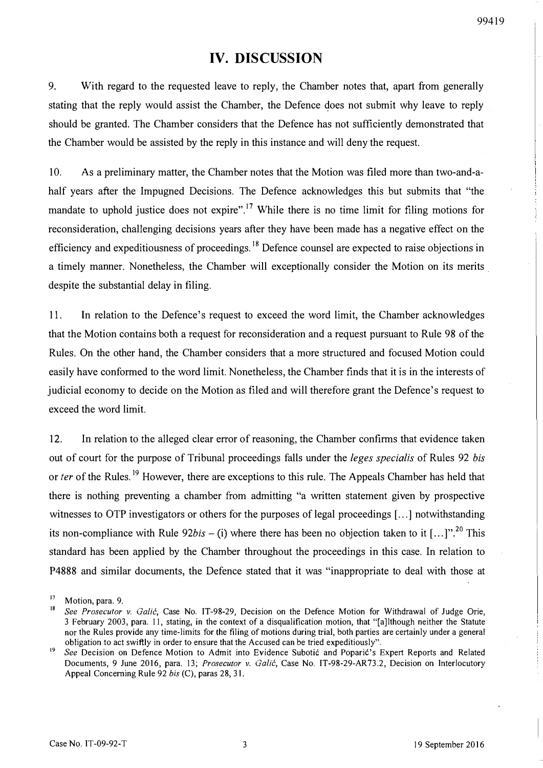# IV. DISCUSSION

9. With regard to the requested leave to reply, the Chamber notes that, apart from generally stating that the reply would assist the Chamber, the Defence does not submit why leave to reply should be granted. The Chamber considers that the Defence has not sufficiently demonstrated that the Chamber would be assisted by the reply in this instance and will deny the request.

10. As a preliminary matter, the Chamber notes that the Motion was filed more than two-and-a-half years after the Impugned Decisions. The Defence acknowledges this but submits that "the mandate to uphold justice does not expire".[17] While there is no time limit for filing motions for reconsideration, challenging decisions years after they have been made has a negative effect on the efficiency and expeditiousness of proceedings.[18] Defence counsel are expected to raise objections in a timely manner. Nonetheless, the Chamber will exceptionally consider the Motion on its merits despite the substantial delay in filing.

11. In relation to the Defence's request to exceed the word limit, the Chamber acknowledges that the Motion contains both a request for reconsideration and a request pursuant to Rule 98 of the Rules. On the other hand, the Chamber considers that a more structured and focused Motion could easily have conformed to the word limit. Nonetheless, the Chamber finds that it is in the interests of judicial economy to decide on the Motion as filed and will therefore grant the Defence's request to exceed the word limit.

12. In relation to the alleged clear error of reasoning, the Chamber confirms that evidence taken out of court for the purpose of Tribunal proceedings falls under the *leges specialis* of Rules 92 *bis* or *ter* of the Rules.[19] However, there are exceptions to this rule. The Appeals Chamber has held that there is nothing preventing a chamber from admitting "a written statement given by prospective witnesses to OTP investigators or others for the purposes of legal proceedings [...] notwithstanding its non-compliance with Rule 92*bis* – (i) where there has been no objection taken to it [...]".[20] This standard has been applied by the Chamber throughout the proceedings in this case. In relation to P4888 and similar documents, the Defence stated that it was "inappropriate to deal with those at

---

[17] Motion, para. 9.

[18] *See Prosecutor v. Galić*, Case No. IT-98-29, Decision on the Defence Motion for Withdrawal of Judge Orie, 3 February 2003, para. 11, stating, in the context of a disqualification motion, that "[a]lthough neither the Statute nor the Rules provide any time-limits for the filing of motions during trial, both parties are certainly under a general obligation to act swiftly in order to ensure that the Accused can be tried expeditiously".

[19] *See* Decision on Defence Motion to Admit into Evidence Subotić and Poparić's Expert Reports and Related Documents, 9 June 2016, para. 13; *Prosecutor v. Galić*, Case No. IT-98-29-AR73.2, Decision on Interlocutory Appeal Concerning Rule 92 *bis* (C), paras 28, 31.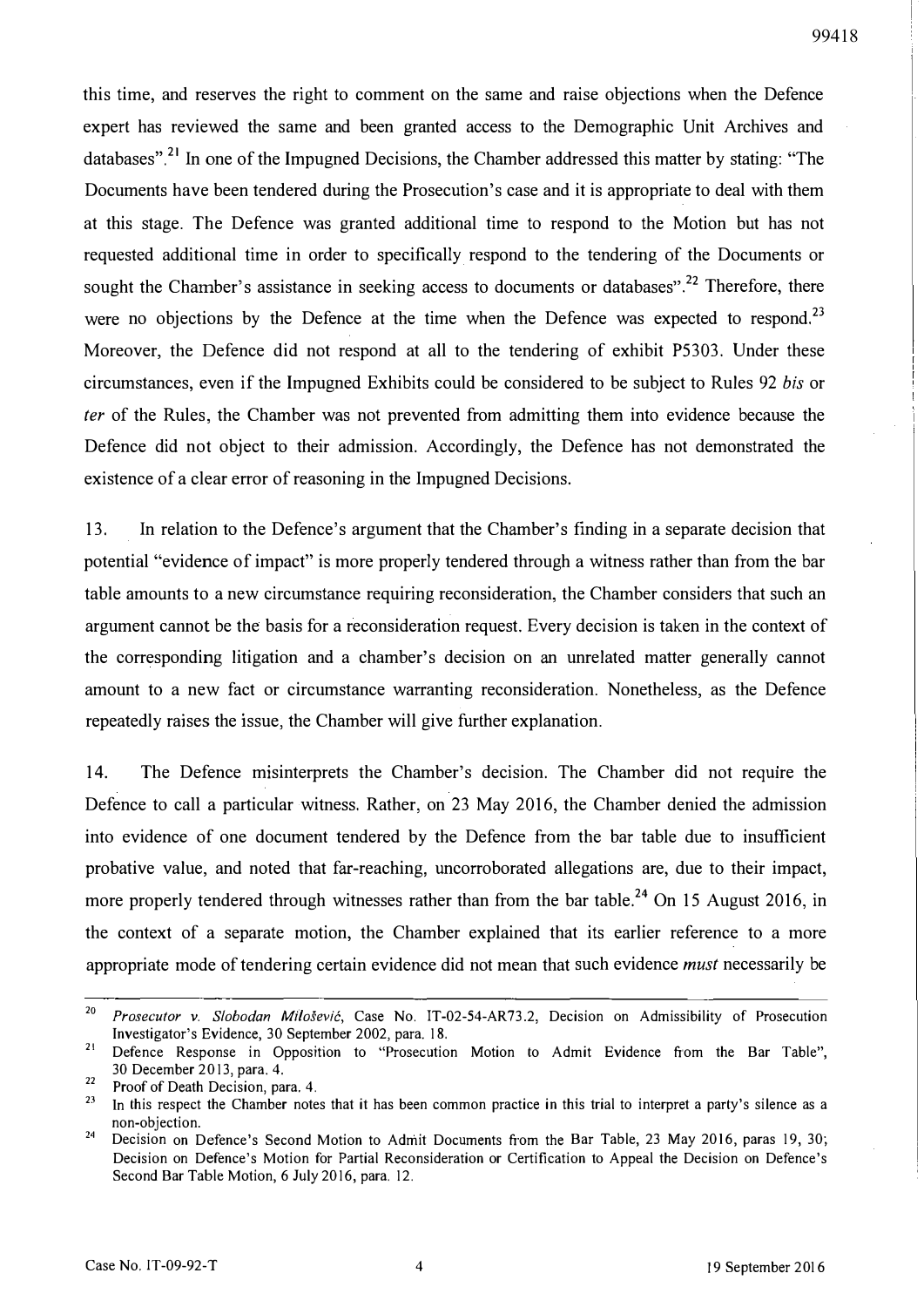this time, and reserves the right to comment on the same and raise objections when the Defence expert has reviewed the same and been granted access to the Demographic Unit Archives and databases".[21] In one of the Impugned Decisions, the Chamber addressed this matter by stating: "The Documents have been tendered during the Prosecution's case and it is appropriate to deal with them at this stage. The Defence was granted additional time to respond to the Motion but has not requested additional time in order to specifically respond to the tendering of the Documents or sought the Chamber's assistance in seeking access to documents or databases".[22] Therefore, there were no objections by the Defence at the time when the Defence was expected to respond.[23] Moreover, the Defence did not respond at all to the tendering of exhibit P5303. Under these circumstances, even if the Impugned Exhibits could be considered to be subject to Rules 92 *bis* or *ter* of the Rules, the Chamber was not prevented from admitting them into evidence because the Defence did not object to their admission. Accordingly, the Defence has not demonstrated the existence of a clear error of reasoning in the Impugned Decisions.

13. In relation to the Defence's argument that the Chamber's finding in a separate decision that potential "evidence of impact" is more properly tendered through a witness rather than from the bar table amounts to a new circumstance requiring reconsideration, the Chamber considers that such an argument cannot be the basis for a reconsideration request. Every decision is taken in the context of the corresponding litigation and a chamber's decision on an unrelated matter generally cannot amount to a new fact or circumstance warranting reconsideration. Nonetheless, as the Defence repeatedly raises the issue, the Chamber will give further explanation.

14. The Defence misinterprets the Chamber's decision. The Chamber did not require the Defence to call a particular witness. Rather, on 23 May 2016, the Chamber denied the admission into evidence of one document tendered by the Defence from the bar table due to insufficient probative value, and noted that far-reaching, uncorroborated allegations are, due to their impact, more properly tendered through witnesses rather than from the bar table.[24] On 15 August 2016, in the context of a separate motion, the Chamber explained that its earlier reference to a more appropriate mode of tendering certain evidence did not mean that such evidence *must* necessarily be

---

[20] *Prosecutor v. Slobodan Milošević*, Case No. IT-02-54-AR73.2, Decision on Admissibility of Prosecution Investigator's Evidence, 30 September 2002, para. 18.

[21] Defence Response in Opposition to "Prosecution Motion to Admit Evidence from the Bar Table", 30 December 2013, para. 4.

[22] Proof of Death Decision, para. 4.

[23] In this respect the Chamber notes that it has been common practice in this trial to interpret a party's silence as a non-objection.

[24] Decision on Defence's Second Motion to Admit Documents from the Bar Table, 23 May 2016, paras 19, 30; Decision on Defence's Motion for Partial Reconsideration or Certification to Appeal the Decision on Defence's Second Bar Table Motion, 6 July 2016, para. 12.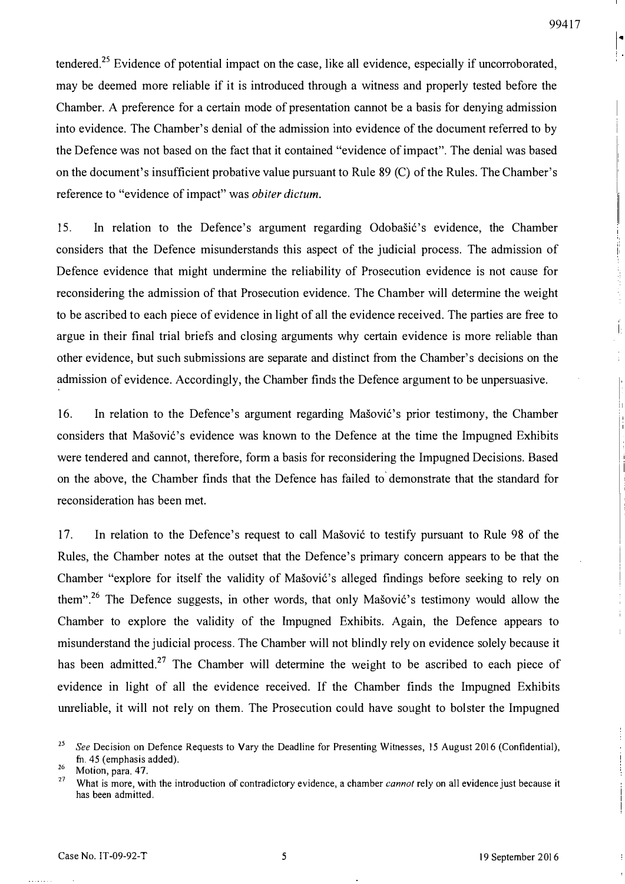tendered.[25] Evidence of potential impact on the case, like all evidence, especially if uncorroborated, may be deemed more reliable if it is introduced through a witness and properly tested before the Chamber. A preference for a certain mode of presentation cannot be a basis for denying admission into evidence. The Chamber's denial of the admission into evidence of the document referred to by the Defence was not based on the fact that it contained "evidence of impact". The denial was based on the document's insufficient probative value pursuant to Rule 89 (C) of the Rules. The Chamber's reference to "evidence of impact" was *obiter dictum*.

15. In relation to the Defence's argument regarding Odobašić's evidence, the Chamber considers that the Defence misunderstands this aspect of the judicial process. The admission of Defence evidence that might undermine the reliability of Prosecution evidence is not cause for reconsidering the admission of that Prosecution evidence. The Chamber will determine the weight to be ascribed to each piece of evidence in light of all the evidence received. The parties are free to argue in their final trial briefs and closing arguments why certain evidence is more reliable than other evidence, but such submissions are separate and distinct from the Chamber's decisions on the admission of evidence. Accordingly, the Chamber finds the Defence argument to be unpersuasive.

16. In relation to the Defence's argument regarding Mašović's prior testimony, the Chamber considers that Mašović's evidence was known to the Defence at the time the Impugned Exhibits were tendered and cannot, therefore, form a basis for reconsidering the Impugned Decisions. Based on the above, the Chamber finds that the Defence has failed to demonstrate that the standard for reconsideration has been met.

17. In relation to the Defence's request to call Mašović to testify pursuant to Rule 98 of the Rules, the Chamber notes at the outset that the Defence's primary concern appears to be that the Chamber "explore for itself the validity of Mašović's alleged findings before seeking to rely on them".[26] The Defence suggests, in other words, that only Mašović's testimony would allow the Chamber to explore the validity of the Impugned Exhibits. Again, the Defence appears to misunderstand the judicial process. The Chamber will not blindly rely on evidence solely because it has been admitted.[27] The Chamber will determine the weight to be ascribed to each piece of evidence in light of all the evidence received. If the Chamber finds the Impugned Exhibits unreliable, it will not rely on them. The Prosecution could have sought to bolster the Impugned

---

[25] *See* Decision on Defence Requests to Vary the Deadline for Presenting Witnesses, 15 August 2016 (Confidential), fn. 45 (emphasis added).

[26] Motion, para. 47.

[27] What is more, with the introduction of contradictory evidence, a chamber *cannot* rely on all evidence just because it has been admitted.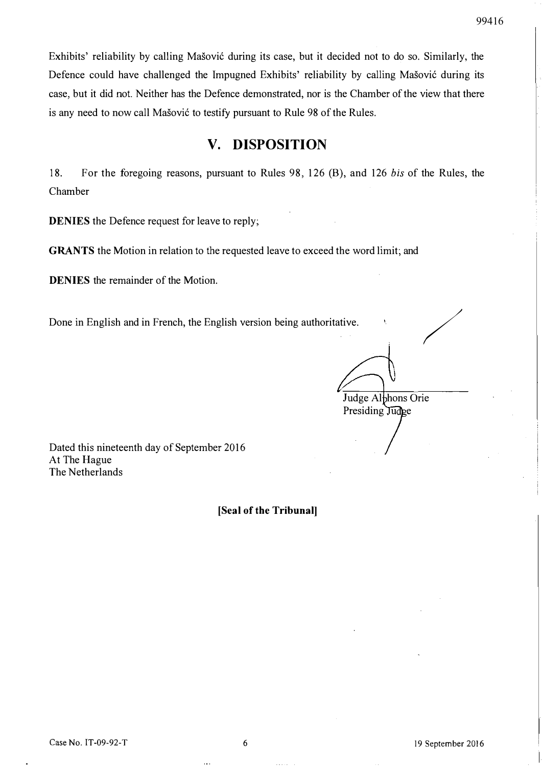Exhibits' reliability by calling Mašović during its case, but it decided not to do so. Similarly, the Defence could have challenged the Impugned Exhibits' reliability by calling Mašović during its case, but it did not. Neither has the Defence demonstrated, nor is the Chamber of the view that there is any need to now call Mašović to testify pursuant to Rule 98 of the Rules.

## V. DISPOSITION

18. For the foregoing reasons, pursuant to Rules 98, 126 (B), and 126 *bis* of the Rules, the Chamber

**DENIES** the Defence request for leave to reply;

**GRANTS** the Motion in relation to the requested leave to exceed the word limit; and

**DENIES** the remainder of the Motion.

Done in English and in French, the English version being authoritative.

Judge Alphons Orie
Presiding Judge

Dated this nineteenth day of September 2016
At The Hague
The Netherlands

**[Seal of the Tribunal]**